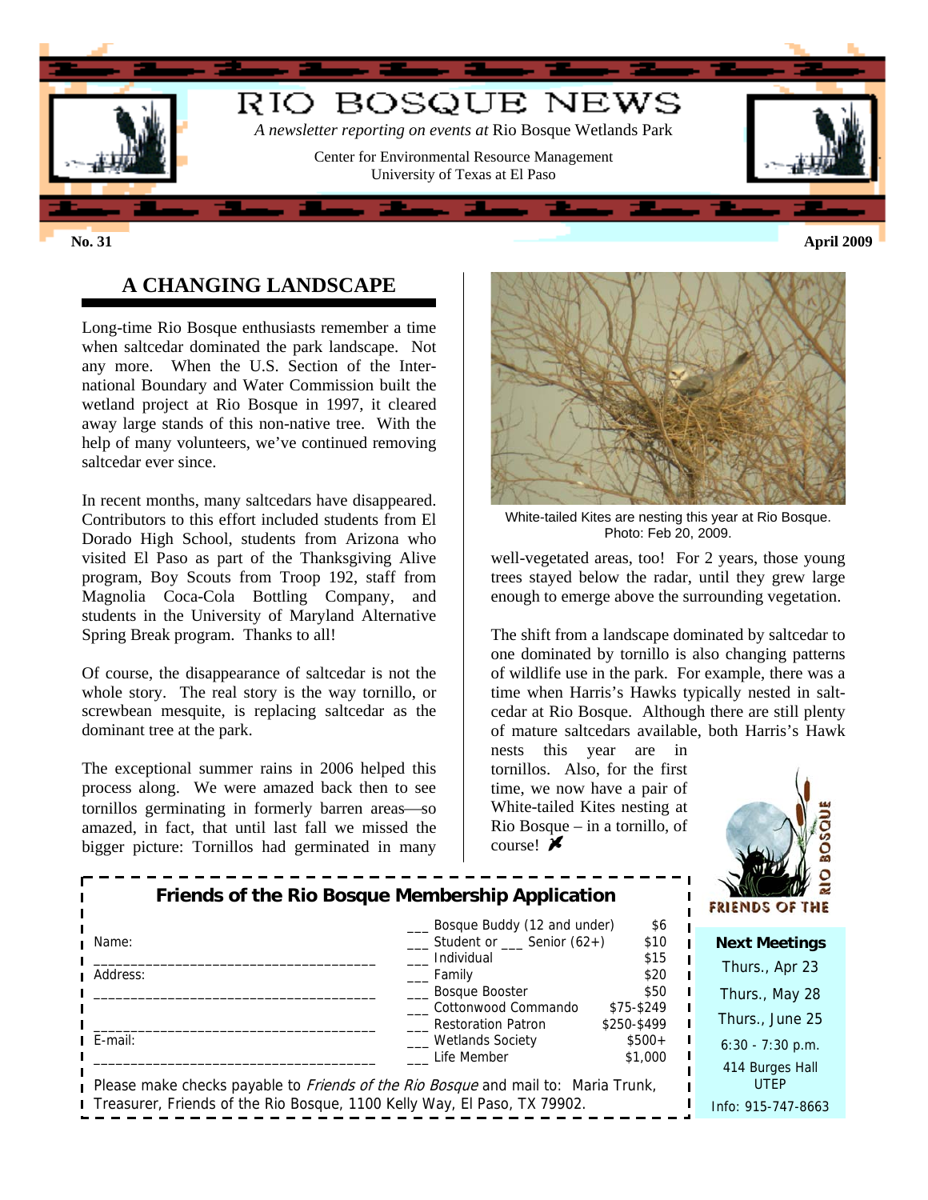# RIO BOSQUE NEWS

*A newsletter reporting on events at* Rio Bosque Wetlands Park

Center for Environmental Resource Management
University of Texas at El Paso

**No. 31** **April 2009**

## A CHANGING LANDSCAPE

Long-time Rio Bosque enthusiasts remember a time when saltcedar dominated the park landscape. Not any more. When the U.S. Section of the International Boundary and Water Commission built the wetland project at Rio Bosque in 1997, it cleared away large stands of this non-native tree. With the help of many volunteers, we've continued removing saltcedar ever since.

In recent months, many saltcedars have disappeared. Contributors to this effort included students from El Dorado High School, students from Arizona who visited El Paso as part of the Thanksgiving Alive program, Boy Scouts from Troop 192, staff from Magnolia Coca-Cola Bottling Company, and students in the University of Maryland Alternative Spring Break program. Thanks to all!

Of course, the disappearance of saltcedar is not the whole story. The real story is the way tornillo, or screwbean mesquite, is replacing saltcedar as the dominant tree at the park.

The exceptional summer rains in 2006 helped this process along. We were amazed back then to see tornillos germinating in formerly barren areas—so amazed, in fact, that until last fall we missed the bigger picture: Tornillos had germinated in many well-vegetated areas, too! For 2 years, those young trees stayed below the radar, until they grew large enough to emerge above the surrounding vegetation.

White-tailed Kites are nesting this year at Rio Bosque. Photo: Feb 20, 2009.

The shift from a landscape dominated by saltcedar to one dominated by tornillo is also changing patterns of wildlife use in the park. For example, there was a time when Harris's Hawks typically nested in saltcedar at Rio Bosque. Although there are still plenty of mature saltcedars available, both Harris's Hawk nests this year are in tornillos. Also, for the first time, we now have a pair of White-tailed Kites nesting at Rio Bosque – in a tornillo, of course!

### Friends of the Rio Bosque Membership Application

Name: ____________________________________

Address: ____________________________________

____________________________________

E-mail: ____________________________________

| | |
|---|---|
| ___ Bosque Buddy (12 and under) | $6 |
| ___ Student or ___ Senior (62+) | $10 |
| ___ Individual | $15 |
| ___ Family | $20 |
| ___ Bosque Booster | $50 |
| ___ Cottonwood Commando | $75-$249 |
| ___ Restoration Patron | $250-$499 |
| ___ Wetlands Society | $500+ |
| ___ Life Member | $1,000 |

Please make checks payable to *Friends of the Rio Bosque* and mail to: Maria Trunk, Treasurer, Friends of the Rio Bosque, 1100 Kelly Way, El Paso, TX 79902.

FRIENDS OF THE RIO BOSQUE

**Next Meetings**

Thurs., Apr 23

Thurs., May 28

Thurs., June 25

6:30 - 7:30 p.m.

414 Burges Hall
UTEP

Info: 915-747-8663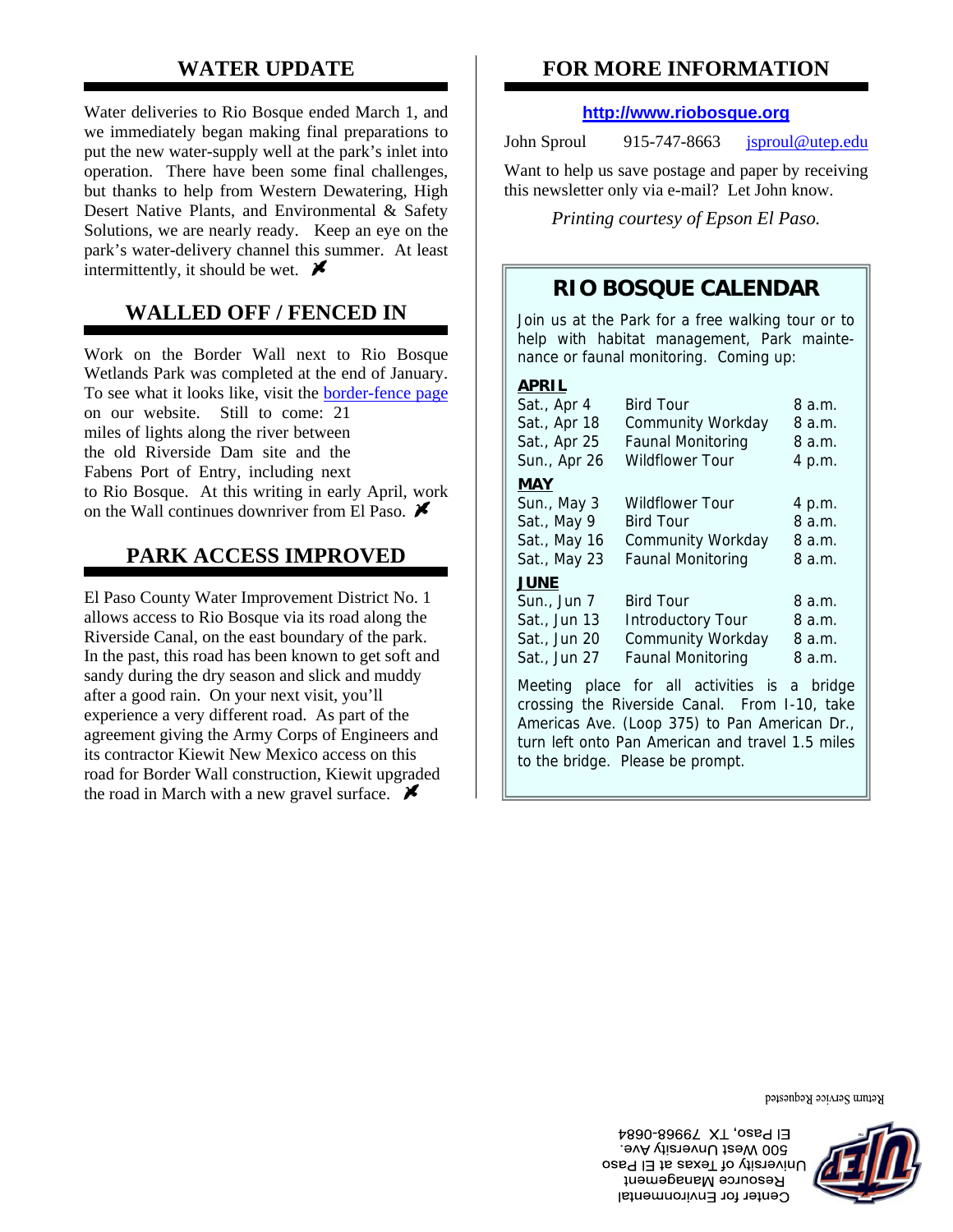## WATER UPDATE

Water deliveries to Rio Bosque ended March 1, and we immediately began making final preparations to put the new water-supply well at the park's inlet into operation. There have been some final challenges, but thanks to help from Western Dewatering, High Desert Native Plants, and Environmental & Safety Solutions, we are nearly ready. Keep an eye on the park's water-delivery channel this summer. At least intermittently, it should be wet. ✘

## WALLED OFF / FENCED IN

Work on the Border Wall next to Rio Bosque Wetlands Park was completed at the end of January. To see what it looks like, visit the border-fence page on our website. Still to come: 21 miles of lights along the river between the old Riverside Dam site and the Fabens Port of Entry, including next to Rio Bosque. At this writing in early April, work on the Wall continues downriver from El Paso. ✘

## PARK ACCESS IMPROVED

El Paso County Water Improvement District No. 1 allows access to Rio Bosque via its road along the Riverside Canal, on the east boundary of the park. In the past, this road has been known to get soft and sandy during the dry season and slick and muddy after a good rain. On your next visit, you'll experience a very different road. As part of the agreement giving the Army Corps of Engineers and its contractor Kiewit New Mexico access on this road for Border Wall construction, Kiewit upgraded the road in March with a new gravel surface. ✘

## FOR MORE INFORMATION

**http://www.riobosque.org**

John Sproul 915-747-8663 jsproul@utep.edu

Want to help us save postage and paper by receiving this newsletter only via e-mail? Let John know.

*Printing courtesy of Epson El Paso.*

## RIO BOSQUE CALENDAR

Join us at the Park for a free walking tour or to help with habitat management, Park maintenance or faunal monitoring. Coming up:

**APRIL**

| | | |
|---|---|---|
| Sat., Apr 4 | Bird Tour | 8 a.m. |
| Sat., Apr 18 | Community Workday | 8 a.m. |
| Sat., Apr 25 | Faunal Monitoring | 8 a.m. |
| Sun., Apr 26 | Wildflower Tour | 4 p.m. |

**MAY**

| | | |
|---|---|---|
| Sun., May 3 | Wildflower Tour | 4 p.m. |
| Sat., May 9 | Bird Tour | 8 a.m. |
| Sat., May 16 | Community Workday | 8 a.m. |
| Sat., May 23 | Faunal Monitoring | 8 a.m. |

**JUNE**

| | | |
|---|---|---|
| Sun., Jun 7 | Bird Tour | 8 a.m. |
| Sat., Jun 13 | Introductory Tour | 8 a.m. |
| Sat., Jun 20 | Community Workday | 8 a.m. |
| Sat., Jun 27 | Faunal Monitoring | 8 a.m. |

Meeting place for all activities is a bridge crossing the Riverside Canal. From I-10, take Americas Ave. (Loop 375) to Pan American Dr., turn left onto Pan American and travel 1.5 miles to the bridge. Please be prompt.

Return Service Requested

Center for Environmental
Resource Management
University of Texas at El Paso
500 West University Ave.
El Paso, TX 79968-0684